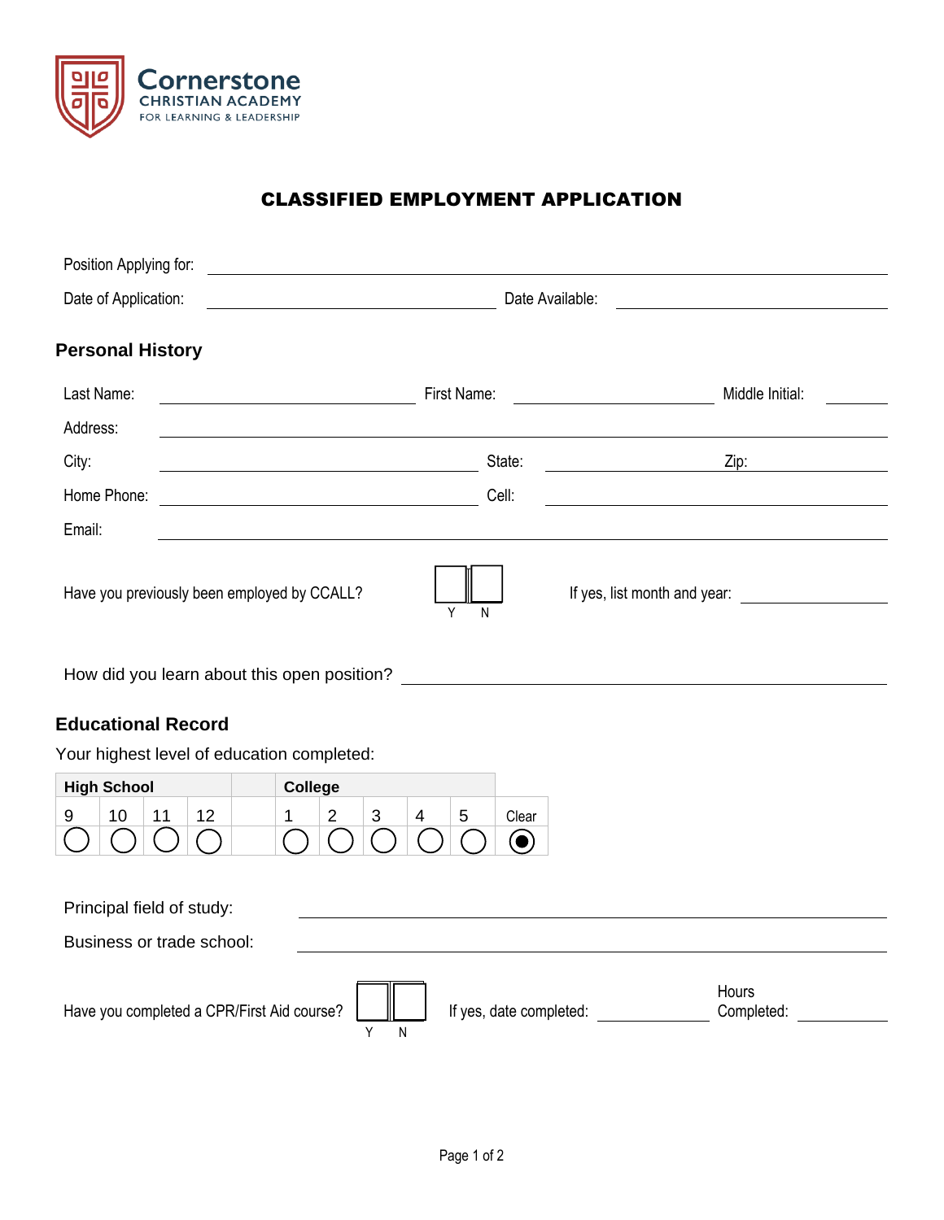**Cornerstone**
CHRISTIAN ACADEMY
FOR LEARNING & LEADERSHIP

# CLASSIFIED EMPLOYMENT APPLICATION

Position Applying for: ______________________________

Date of Application: ______________ Date Available: ______________

## Personal History

Last Name: ______________ First Name: ______________ Middle Initial: ______

Address: ______________________________

City: ______________ State: ______________ Zip: ______________

Home Phone: ______________ Cell: ______________

Email: ______________________________

Have you previously been employed by CCALL? ☐ Y ☐ N If yes, list month and year: ______________

How did you learn about this open position? ______________________________

## Educational Record

Your highest level of education completed:

| High School | | | | | College | | | | | |
|---|---|---|---|---|---|---|---|---|---|---|
| 9 | 10 | 11 | 12 | | 1 | 2 | 3 | 4 | 5 | Clear |
| ○ | ○ | ○ | ○ | | ○ | ○ | ○ | ○ | ○ | ◉ |

Principal field of study: ______________________________

Business or trade school: ______________________________

Have you completed a CPR/First Aid course? ☐ Y ☐ N If yes, date completed: ______________ Hours Completed: ______________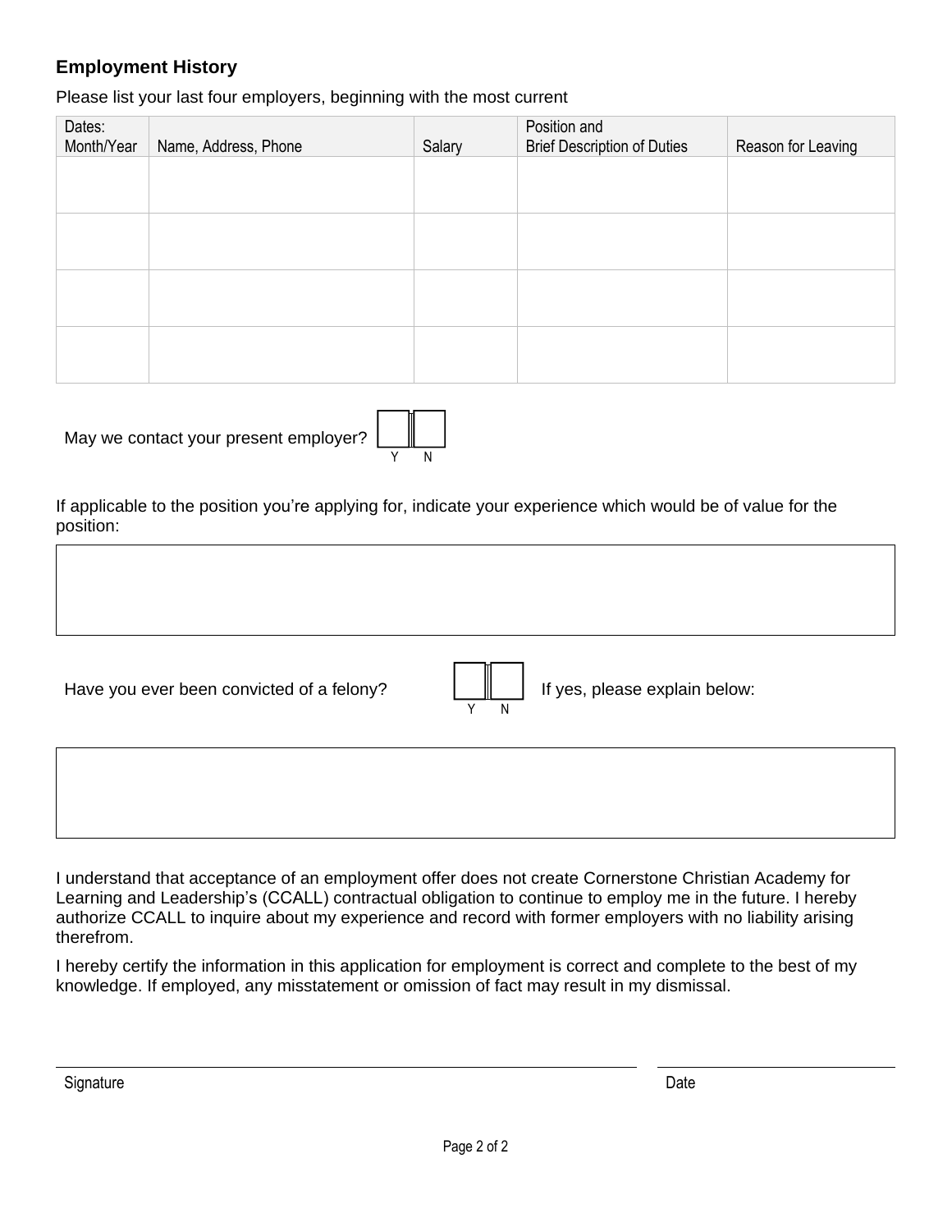## Employment History

Please list your last four employers, beginning with the most current

| Dates: Month/Year | Name, Address, Phone | Salary | Position and Brief Description of Duties | Reason for Leaving |
|---|---|---|---|---|
| | | | | |
| | | | | |
| | | | | |
| | | | | |

May we contact your present employer? ☐ Y ☐ N

If applicable to the position you're applying for, indicate your experience which would be of value for the position:

| |
|---|
| |

Have you ever been convicted of a felony? ☐ Y ☐ N If yes, please explain below:

| |
|---|
| |

I understand that acceptance of an employment offer does not create Cornerstone Christian Academy for Learning and Leadership's (CCALL) contractual obligation to continue to employ me in the future. I hereby authorize CCALL to inquire about my experience and record with former employers with no liability arising therefrom.

I hereby certify the information in this application for employment is correct and complete to the best of my knowledge. If employed, any misstatement or omission of fact may result in my dismissal.

Signature ______________________________ Date ______________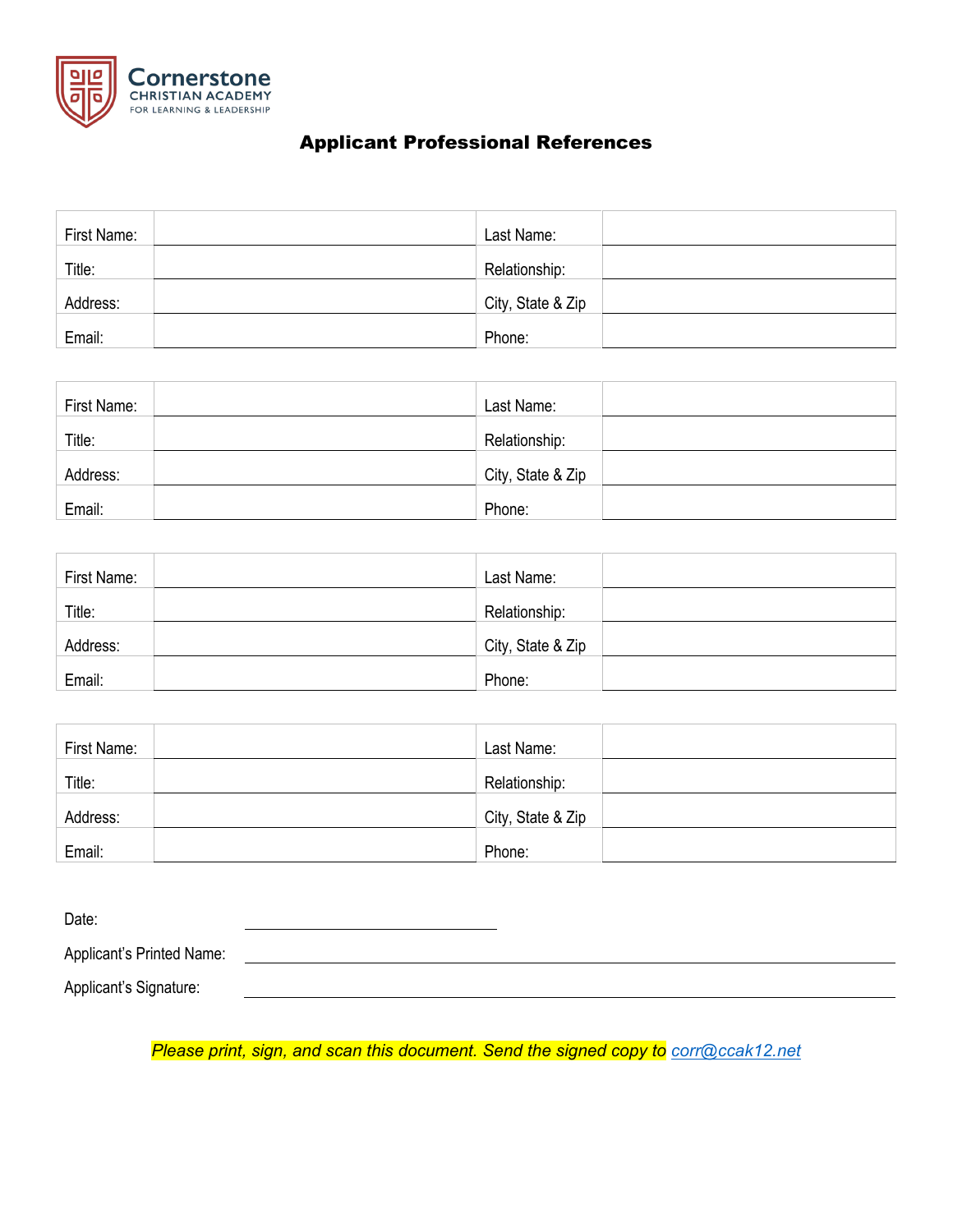Cornerstone
CHRISTIAN ACADEMY
FOR LEARNING & LEADERSHIP

# Applicant Professional References

| | | | |
|---|---|---|---|
| First Name: | | Last Name: | |
| Title: | | Relationship: | |
| Address: | | City, State & Zip | |
| Email: | | Phone: | |

| | | | |
|---|---|---|---|
| First Name: | | Last Name: | |
| Title: | | Relationship: | |
| Address: | | City, State & Zip | |
| Email: | | Phone: | |

| | | | |
|---|---|---|---|
| First Name: | | Last Name: | |
| Title: | | Relationship: | |
| Address: | | City, State & Zip | |
| Email: | | Phone: | |

| | | | |
|---|---|---|---|
| First Name: | | Last Name: | |
| Title: | | Relationship: | |
| Address: | | City, State & Zip | |
| Email: | | Phone: | |

Date: ______________________

Applicant's Printed Name: ______________________

Applicant's Signature: ______________________

*Please print, sign, and scan this document. Send the signed copy to corr@ccak12.net*